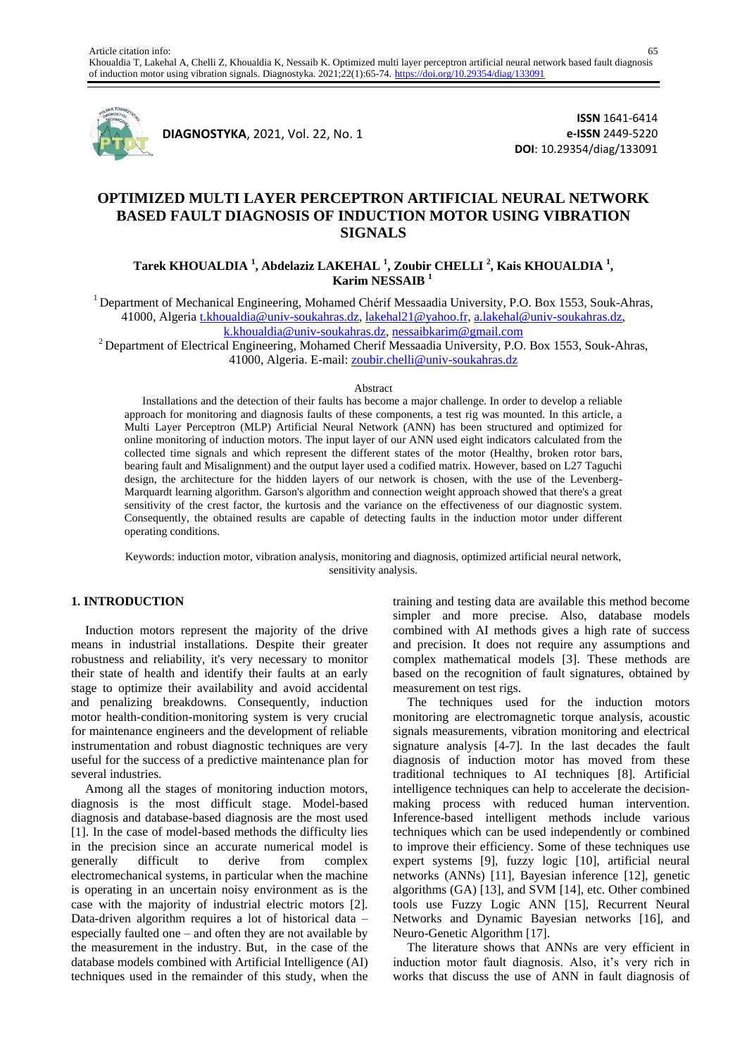Article citation info:
Khoualdia T, Lakehal A, Chelli Z, Khoualdia K, Nessaib K. Optimized multi layer perceptron artificial neural network based fault diagnosis of induction motor using vibration signals. Diagnostyka. 2021;22(1):65-74. https://doi.org/10.29354/diag/133091

**DIAGNOSTYKA**, 2021, Vol. 22, No. 1

**ISSN** 1641-6414
**e-ISSN** 2449-5220
**DOI**: 10.29354/diag/133091

# OPTIMIZED MULTI LAYER PERCEPTRON ARTIFICIAL NEURAL NETWORK BASED FAULT DIAGNOSIS OF INDUCTION MOTOR USING VIBRATION SIGNALS

**Tarek KHOUALDIA [1], Abdelaziz LAKEHAL [1], Zoubir CHELLI [2], Kais KHOUALDIA [1], Karim NESSAIB [1]**

[1] Department of Mechanical Engineering, Mohamed Chérif Messaadia University, P.O. Box 1553, Souk-Ahras, 41000, Algeria t.khoualdia@univ-soukahras.dz, lakehal21@yahoo.fr, a.lakehal@univ-soukahras.dz, k.khoualdia@univ-soukahras.dz, nessaibkarim@gmail.com

[2] Department of Electrical Engineering, Mohamed Cherif Messaadia University, P.O. Box 1553, Souk-Ahras, 41000, Algeria. E-mail: zoubir.chelli@univ-soukahras.dz

Abstract

Installations and the detection of their faults has become a major challenge. In order to develop a reliable approach for monitoring and diagnosis faults of these components, a test rig was mounted. In this article, a Multi Layer Perceptron (MLP) Artificial Neural Network (ANN) has been structured and optimized for online monitoring of induction motors. The input layer of our ANN used eight indicators calculated from the collected time signals and which represent the different states of the motor (Healthy, broken rotor bars, bearing fault and Misalignment) and the output layer used a codified matrix. However, based on L27 Taguchi design, the architecture for the hidden layers of our network is chosen, with the use of the Levenberg-Marquardt learning algorithm. Garson's algorithm and connection weight approach showed that there's a great sensitivity of the crest factor, the kurtosis and the variance on the effectiveness of our diagnostic system. Consequently, the obtained results are capable of detecting faults in the induction motor under different operating conditions.

Keywords: induction motor, vibration analysis, monitoring and diagnosis, optimized artificial neural network, sensitivity analysis.

## 1. INTRODUCTION

Induction motors represent the majority of the drive means in industrial installations. Despite their greater robustness and reliability, it's very necessary to monitor their state of health and identify their faults at an early stage to optimize their availability and avoid accidental and penalizing breakdowns. Consequently, induction motor health-condition-monitoring system is very crucial for maintenance engineers and the development of reliable instrumentation and robust diagnostic techniques are very useful for the success of a predictive maintenance plan for several industries.

Among all the stages of monitoring induction motors, diagnosis is the most difficult stage. Model-based diagnosis and database-based diagnosis are the most used [1]. In the case of model-based methods the difficulty lies in the precision since an accurate numerical model is generally difficult to derive from complex electromechanical systems, in particular when the machine is operating in an uncertain noisy environment as is the case with the majority of industrial electric motors [2]. Data-driven algorithm requires a lot of historical data – especially faulted one – and often they are not available by the measurement in the industry. But, in the case of the database models combined with Artificial Intelligence (AI) techniques used in the remainder of this study, when the training and testing data are available this method become simpler and more precise. Also, database models combined with AI methods gives a high rate of success and precision. It does not require any assumptions and complex mathematical models [3]. These methods are based on the recognition of fault signatures, obtained by measurement on test rigs.

The techniques used for the induction motors monitoring are electromagnetic torque analysis, acoustic signals measurements, vibration monitoring and electrical signature analysis [4-7]. In the last decades the fault diagnosis of induction motor has moved from these traditional techniques to AI techniques [8]. Artificial intelligence techniques can help to accelerate the decision-making process with reduced human intervention. Inference-based intelligent methods include various techniques which can be used independently or combined to improve their efficiency. Some of these techniques use expert systems [9], fuzzy logic [10], artificial neural networks (ANNs) [11], Bayesian inference [12], genetic algorithms (GA) [13], and SVM [14], etc. Other combined tools use Fuzzy Logic ANN [15], Recurrent Neural Networks and Dynamic Bayesian networks [16], and Neuro-Genetic Algorithm [17].

The literature shows that ANNs are very efficient in induction motor fault diagnosis. Also, it's very rich in works that discuss the use of ANN in fault diagnosis of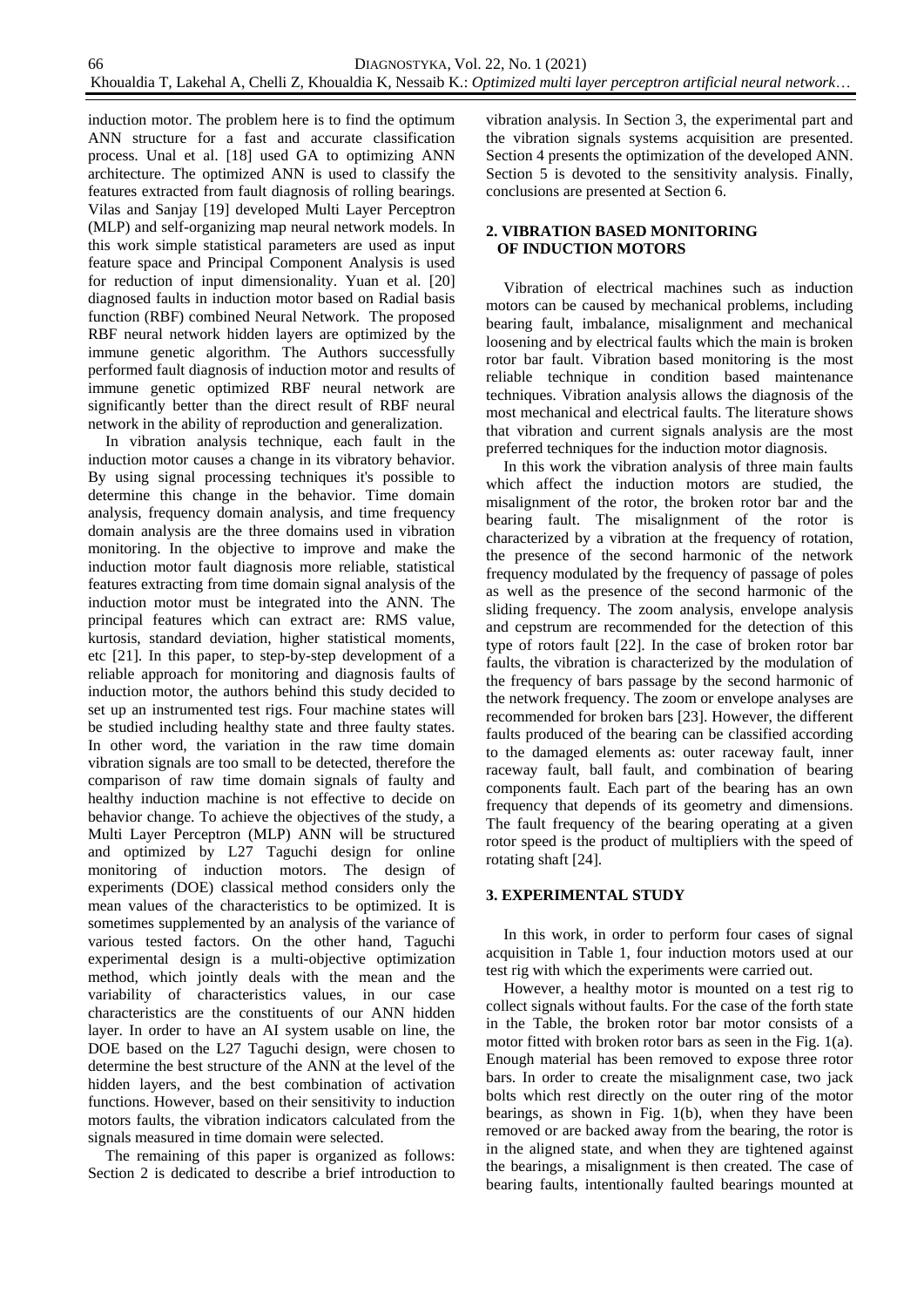induction motor. The problem here is to find the optimum ANN structure for a fast and accurate classification process. Unal et al. [18] used GA to optimizing ANN architecture. The optimized ANN is used to classify the features extracted from fault diagnosis of rolling bearings. Vilas and Sanjay [19] developed Multi Layer Perceptron (MLP) and self-organizing map neural network models. In this work simple statistical parameters are used as input feature space and Principal Component Analysis is used for reduction of input dimensionality. Yuan et al. [20] diagnosed faults in induction motor based on Radial basis function (RBF) combined Neural Network. The proposed RBF neural network hidden layers are optimized by the immune genetic algorithm. The Authors successfully performed fault diagnosis of induction motor and results of immune genetic optimized RBF neural network are significantly better than the direct result of RBF neural network in the ability of reproduction and generalization.

In vibration analysis technique, each fault in the induction motor causes a change in its vibratory behavior. By using signal processing techniques it's possible to determine this change in the behavior. Time domain analysis, frequency domain analysis, and time frequency domain analysis are the three domains used in vibration monitoring. In the objective to improve and make the induction motor fault diagnosis more reliable, statistical features extracting from time domain signal analysis of the induction motor must be integrated into the ANN. The principal features which can extract are: RMS value, kurtosis, standard deviation, higher statistical moments, etc [21]. In this paper, to step-by-step development of a reliable approach for monitoring and diagnosis faults of induction motor, the authors behind this study decided to set up an instrumented test rigs. Four machine states will be studied including healthy state and three faulty states. In other word, the variation in the raw time domain vibration signals are too small to be detected, therefore the comparison of raw time domain signals of faulty and healthy induction machine is not effective to decide on behavior change. To achieve the objectives of the study, a Multi Layer Perceptron (MLP) ANN will be structured and optimized by L27 Taguchi design for online monitoring of induction motors. The design of experiments (DOE) classical method considers only the mean values of the characteristics to be optimized. It is sometimes supplemented by an analysis of the variance of various tested factors. On the other hand, Taguchi experimental design is a multi-objective optimization method, which jointly deals with the mean and the variability of characteristics values, in our case characteristics are the constituents of our ANN hidden layer. In order to have an AI system usable on line, the DOE based on the L27 Taguchi design, were chosen to determine the best structure of the ANN at the level of the hidden layers, and the best combination of activation functions. However, based on their sensitivity to induction motors faults, the vibration indicators calculated from the signals measured in time domain were selected.

The remaining of this paper is organized as follows: Section 2 is dedicated to describe a brief introduction to vibration analysis. In Section 3, the experimental part and the vibration signals systems acquisition are presented. Section 4 presents the optimization of the developed ANN. Section 5 is devoted to the sensitivity analysis. Finally, conclusions are presented at Section 6.

## 2. VIBRATION BASED MONITORING OF INDUCTION MOTORS

Vibration of electrical machines such as induction motors can be caused by mechanical problems, including bearing fault, imbalance, misalignment and mechanical loosening and by electrical faults which the main is broken rotor bar fault. Vibration based monitoring is the most reliable technique in condition based maintenance techniques. Vibration analysis allows the diagnosis of the most mechanical and electrical faults. The literature shows that vibration and current signals analysis are the most preferred techniques for the induction motor diagnosis.

In this work the vibration analysis of three main faults which affect the induction motors are studied, the misalignment of the rotor, the broken rotor bar and the bearing fault. The misalignment of the rotor is characterized by a vibration at the frequency of rotation, the presence of the second harmonic of the network frequency modulated by the frequency of passage of poles as well as the presence of the second harmonic of the sliding frequency. The zoom analysis, envelope analysis and cepstrum are recommended for the detection of this type of rotors fault [22]. In the case of broken rotor bar faults, the vibration is characterized by the modulation of the frequency of bars passage by the second harmonic of the network frequency. The zoom or envelope analyses are recommended for broken bars [23]. However, the different faults produced of the bearing can be classified according to the damaged elements as: outer raceway fault, inner raceway fault, ball fault, and combination of bearing components fault. Each part of the bearing has an own frequency that depends of its geometry and dimensions. The fault frequency of the bearing operating at a given rotor speed is the product of multipliers with the speed of rotating shaft [24].

## 3. EXPERIMENTAL STUDY

In this work, in order to perform four cases of signal acquisition in Table 1, four induction motors used at our test rig with which the experiments were carried out.

However, a healthy motor is mounted on a test rig to collect signals without faults. For the case of the forth state in the Table, the broken rotor bar motor consists of a motor fitted with broken rotor bars as seen in the Fig. 1(a). Enough material has been removed to expose three rotor bars. In order to create the misalignment case, two jack bolts which rest directly on the outer ring of the motor bearings, as shown in Fig. 1(b), when they have been removed or are backed away from the bearing, the rotor is in the aligned state, and when they are tightened against the bearings, a misalignment is then created. The case of bearing faults, intentionally faulted bearings mounted at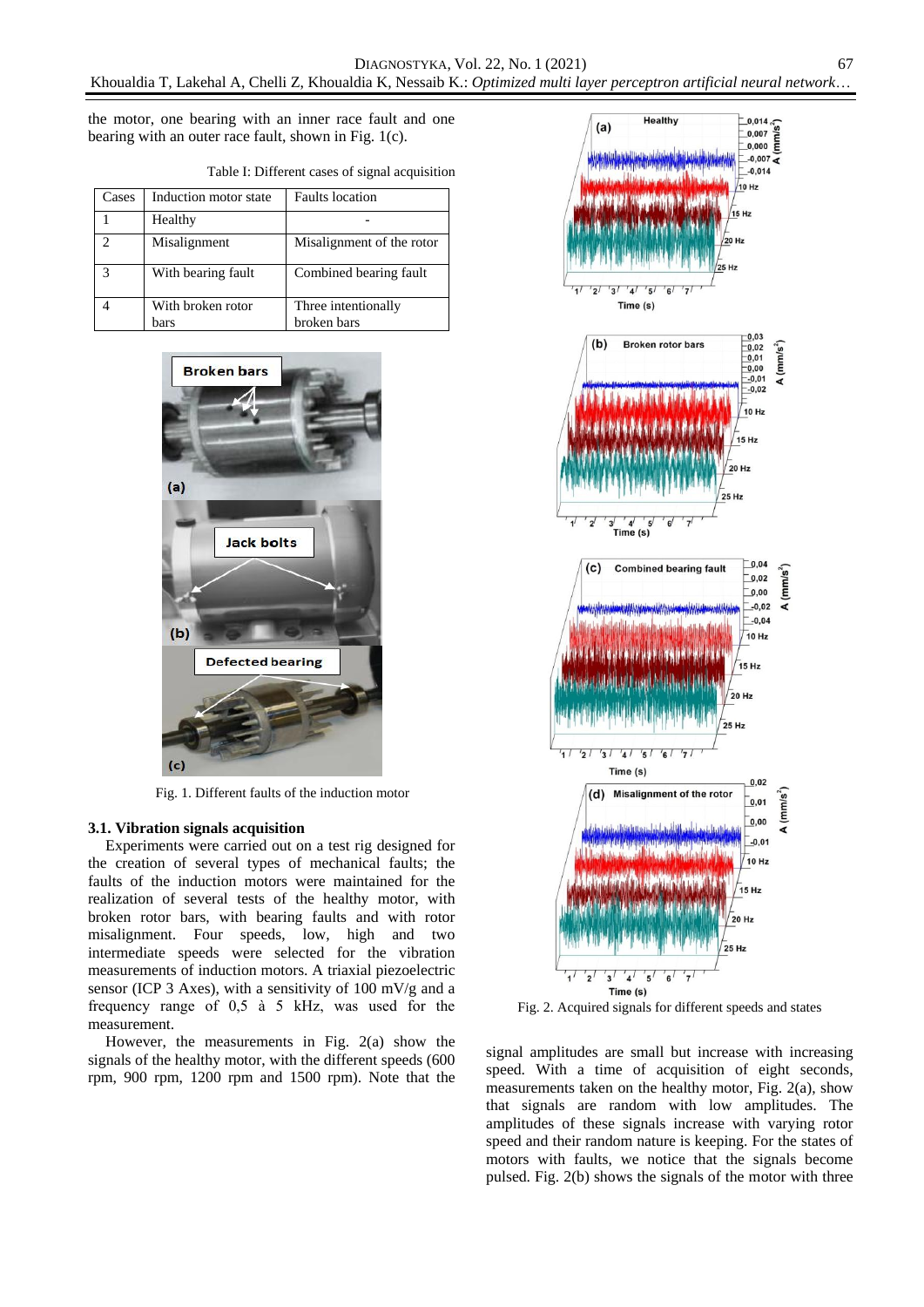the motor, one bearing with an inner race fault and one bearing with an outer race fault, shown in Fig. 1(c).

Table I: Different cases of signal acquisition

| Cases | Induction motor state | Faults location |
|---|---|---|
| 1 | Healthy | - |
| 2 | Misalignment | Misalignment of the rotor |
| 3 | With bearing fault | Combined bearing fault |
| 4 | With broken rotor bars | Three intentionally broken bars |

Broken bars

(a)

Jack bolts

(b)

Defected bearing

(c)

Fig. 1. Different faults of the induction motor

### 3.1. Vibration signals acquisition

Experiments were carried out on a test rig designed for the creation of several types of mechanical faults; the faults of the induction motors were maintained for the realization of several tests of the healthy motor, with broken rotor bars, with bearing faults and with rotor misalignment. Four speeds, low, high and two intermediate speeds were selected for the vibration measurements of induction motors. A triaxial piezoelectric sensor (ICP 3 Axes), with a sensitivity of 100 mV/g and a frequency range of 0,5 à 5 kHz, was used for the measurement.

However, the measurements in Fig. 2(a) show the signals of the healthy motor, with the different speeds (600 rpm, 900 rpm, 1200 rpm and 1500 rpm). Note that the signal amplitudes are small but increase with increasing speed. With a time of acquisition of eight seconds, measurements taken on the healthy motor, Fig. 2(a), show that signals are random with low amplitudes. The amplitudes of these signals increase with varying rotor speed and their random nature is keeping. For the states of motors with faults, we notice that the signals become pulsed. Fig. 2(b) shows the signals of the motor with three

(a) Healthy

0,014
0,007
0,000
-0,007
-0,014
A (mm/s²)
10 Hz
15 Hz
20 Hz
25 Hz
1 2 3 4 5 6 7
Time (s)

(b) Broken rotor bars

0,03
0,02
0,01
0,00
-0,01
-0,02
A (mm/s²)
10 Hz
15 Hz
20 Hz
25 Hz
1 2 3 4 5 6 7
Time (s)

(c) Combined bearing fault

0,04
0,02
0,00
-0,02
-0,04
A (mm/s²)
10 Hz
15 Hz
20 Hz
25 Hz
1 2 3 4 5 6 7
Time (s)

(d) Misalignment of the rotor

0,02
0,01
0,00
-0,01
A (mm/s²)
10 Hz
15 Hz
20 Hz
25 Hz
1 2 3 4 5 6 7
Time (s)

Fig. 2. Acquired signals for different speeds and states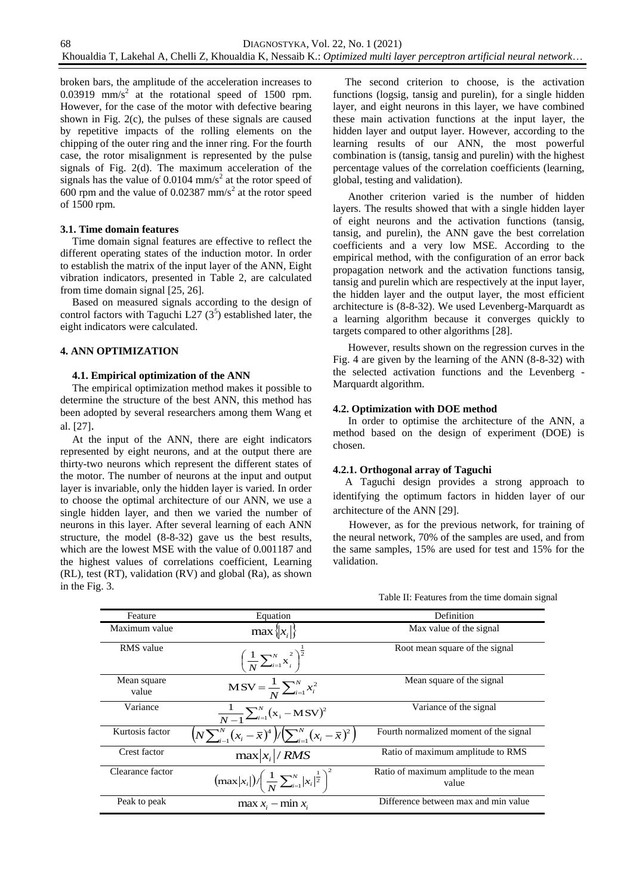broken bars, the amplitude of the acceleration increases to 0.03919 mm/s$^2$ at the rotational speed of 1500 rpm. However, for the case of the motor with defective bearing shown in Fig. 2(c), the pulses of these signals are caused by repetitive impacts of the rolling elements on the chipping of the outer ring and the inner ring. For the fourth case, the rotor misalignment is represented by the pulse signals of Fig. 2(d). The maximum acceleration of the signals has the value of 0.0104 mm/s$^2$ at the rotor speed of 600 rpm and the value of 0.02387 mm/s$^2$ at the rotor speed of 1500 rpm.

### 3.1. Time domain features

Time domain signal features are effective to reflect the different operating states of the induction motor. In order to establish the matrix of the input layer of the ANN, Eight vibration indicators, presented in Table 2, are calculated from time domain signal [25, 26].

Based on measured signals according to the design of control factors with Taguchi L27 ($3^5$) established later, the eight indicators were calculated.

## 4. ANN OPTIMIZATION

### 4.1. Empirical optimization of the ANN

The empirical optimization method makes it possible to determine the structure of the best ANN, this method has been adopted by several researchers among them Wang et al. [27].

At the input of the ANN, there are eight indicators represented by eight neurons, and at the output there are thirty-two neurons which represent the different states of the motor. The number of neurons at the input and output layer is invariable, only the hidden layer is varied. In order to choose the optimal architecture of our ANN, we use a single hidden layer, and then we varied the number of neurons in this layer. After several learning of each ANN structure, the model (8-8-32) gave us the best results, which are the lowest MSE with the value of 0.001187 and the highest values of correlations coefficient, Learning (RL), test (RT), validation (RV) and global (Ra), as shown in the Fig. 3.

The second criterion to choose, is the activation functions (logsig, tansig and purelin), for a single hidden layer, and eight neurons in this layer, we have combined these main activation functions at the input layer, the hidden layer and output layer. However, according to the learning results of our ANN, the most powerful combination is (tansig, tansig and purelin) with the highest percentage values of the correlation coefficients (learning, global, testing and validation).

Another criterion varied is the number of hidden layers. The results showed that with a single hidden layer of eight neurons and the activation functions (tansig, tansig, and purelin), the ANN gave the best correlation coefficients and a very low MSE. According to the empirical method, with the configuration of an error back propagation network and the activation functions tansig, tansig and purelin which are respectively at the input layer, the hidden layer and the output layer, the most efficient architecture is (8-8-32). We used Levenberg-Marquardt as a learning algorithm because it converges quickly to targets compared to other algorithms [28].

However, results shown on the regression curves in the Fig. 4 are given by the learning of the ANN (8-8-32) with the selected activation functions and the Levenberg - Marquardt algorithm.

### 4.2. Optimization with DOE method

In order to optimise the architecture of the ANN, a method based on the design of experiment (DOE) is chosen.

#### 4.2.1. Orthogonal array of Taguchi

A Taguchi design provides a strong approach to identifying the optimum factors in hidden layer of our architecture of the ANN [29].

However, as for the previous network, for training of the neural network, 70% of the samples are used, and from the same samples, 15% are used for test and 15% for the validation.

Table II: Features from the time domain signal

| Feature | Equation | Definition |
|---|---|---|
| Maximum value | $\max\{\lvert x_i \rvert\}$ | Max value of the signal |
| RMS value | $\left(\frac{1}{N}\sum_{i=1}^{N} x_i^2\right)^{\frac{1}{2}}$ | Root mean square of the signal |
| Mean square value | $\mathrm{MSV} = \frac{1}{N}\sum_{i=1}^{N} x_i^2$ | Mean square of the signal |
| Variance | $\frac{1}{N-1}\sum_{i=1}^{N}(x_i - \mathrm{MSV})^2$ | Variance of the signal |
| Kurtosis factor | $\left(N\sum_{i-1}^{N}(x_i-\bar{x})^4\right)/\left(\sum_{i=1}^{N}(x_i-\bar{x})^2\right)$ | Fourth normalized moment of the signal |
| Crest factor | $\max\lvert x_i \rvert / RMS$ | Ratio of maximum amplitude to RMS |
| Clearance factor | $(\max\lvert x_i \rvert)/\left(\frac{1}{N}\sum_{i=1}^{N}\lvert x_i \rvert^{\frac{1}{2}}\right)^2$ | Ratio of maximum amplitude to the mean value |
| Peak to peak | $\max x_i - \min x_i$ | Difference between max and min value |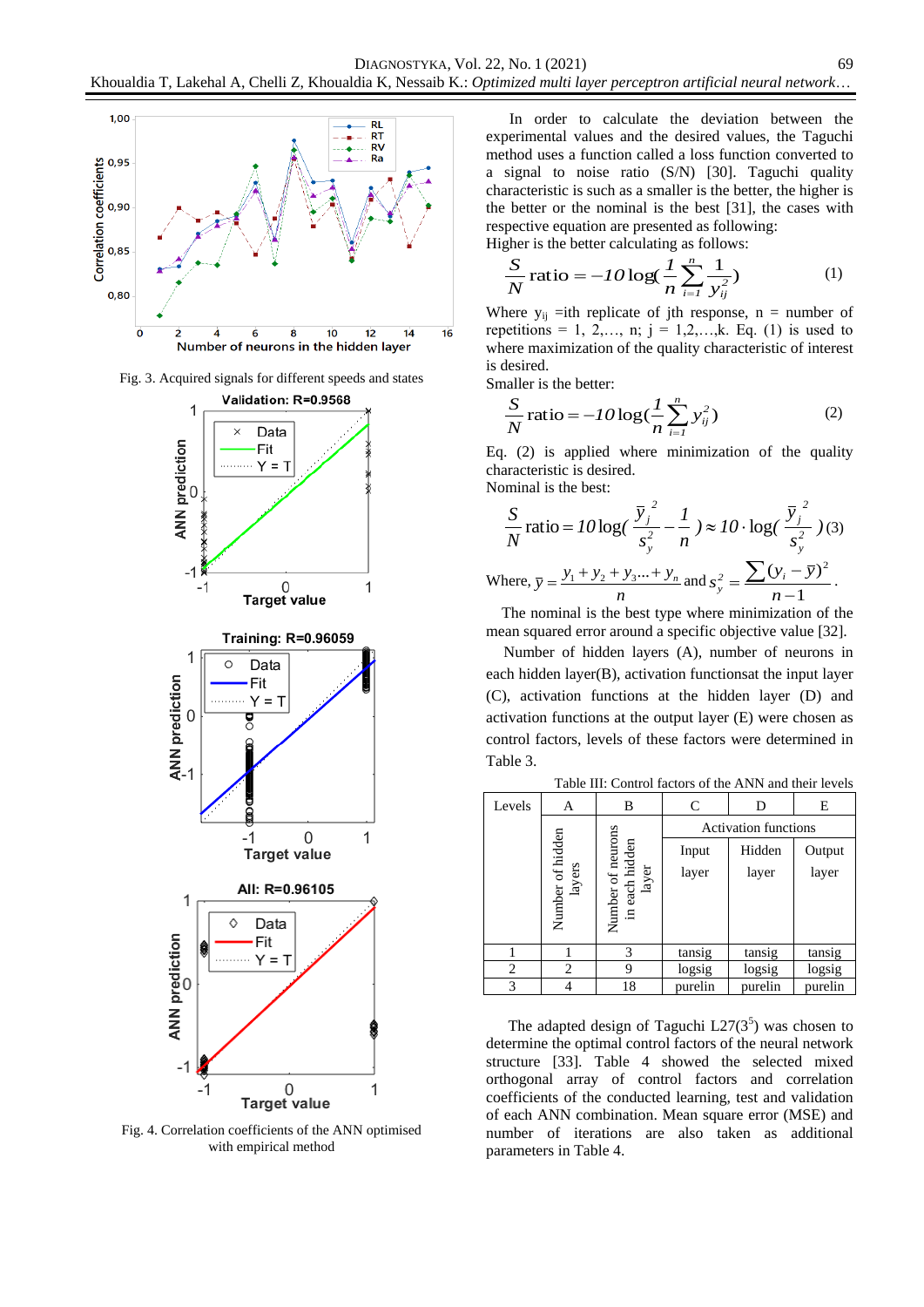1,00
0,95
0,90
0,85
0,80
Correlation coefficients
RL
RT
RV
Ra
0 2 4 6 8 10 12 14 16
Number of neurons in the hidden layer

Fig. 3. Acquired signals for different speeds and states

Validation: R=0.9568
ANN prediction
Target value
Data
Fit
Y = T

Training: R=0.96059
ANN prediction
Target value
Data
Fit
Y = T

All: R=0.96105
ANN prediction
Target value
Data
Fit
Y = T

Fig. 4. Correlation coefficients of the ANN optimised with empirical method

In order to calculate the deviation between the experimental values and the desired values, the Taguchi method uses a function called a loss function converted to a signal to noise ratio (S/N) [30]. Taguchi quality characteristic is such as a smaller is the better, the higher is the better and the nominal is the best [31], the cases with respective equation are presented as following:

Higher is the better calculating as follows:

$$\frac{S}{N}\text{ratio} = -10\log\left(\frac{1}{n}\sum_{i=1}^{n}\frac{1}{y_{ij}^{2}}\right) \tag{1}$$

Where $y_{ij}$ =ith replicate of jth response, n = number of repetitions = 1, 2,…, n; j = 1,2,…,k. Eq. (1) is used to where maximization of the quality characteristic of interest is desired.

Smaller is the better:

$$\frac{S}{N}\text{ratio} = -10\log\left(\frac{1}{n}\sum_{i=1}^{n}y_{ij}^{2}\right) \tag{2}$$

Eq. (2) is applied where minimization of the quality characteristic is desired.

Nominal is the best:

$$\frac{S}{N}\text{ratio} = 10\log\left(\frac{\bar{y}_j^{\,2}}{s_y^{2}} - \frac{1}{n}\right) \approx 10\cdot\log\left(\frac{\bar{y}_j^{\,2}}{s_y^{2}}\right) \tag{3}$$

Where, $\bar{y} = \dfrac{y_1 + y_2 + y_3 \ldots + y_n}{n}$ and $s_y^2 = \dfrac{\sum (y_i - \bar{y})^2}{n-1}$.

The nominal is the best type where minimization of the mean squared error around a specific objective value [32].

Number of hidden layers (A), number of neurons in each hidden layer(B), activation functionsat the input layer (C), activation functions at the hidden layer (D) and activation functions at the output layer (E) were chosen as control factors, levels of these factors were determined in Table 3.

Table III: Control factors of the ANN and their levels

| Levels | A | B | C | D | E |
|---|---|---|---|---|---|
| | Number of hidden layers | Number of neurons in each hidden layer | Activation functions | | |
| | | | Input layer | Hidden layer | Output layer |
| 1 | 1 | 3 | tansig | tansig | tansig |
| 2 | 2 | 9 | logsig | logsig | logsig |
| 3 | 4 | 18 | purelin | purelin | purelin |

The adapted design of Taguchi L27($3^5$) was chosen to determine the optimal control factors of the neural network structure [33]. Table 4 showed the selected mixed orthogonal array of control factors and correlation coefficients of the conducted learning, test and validation of each ANN combination. Mean square error (MSE) and number of iterations are also taken as additional parameters in Table 4.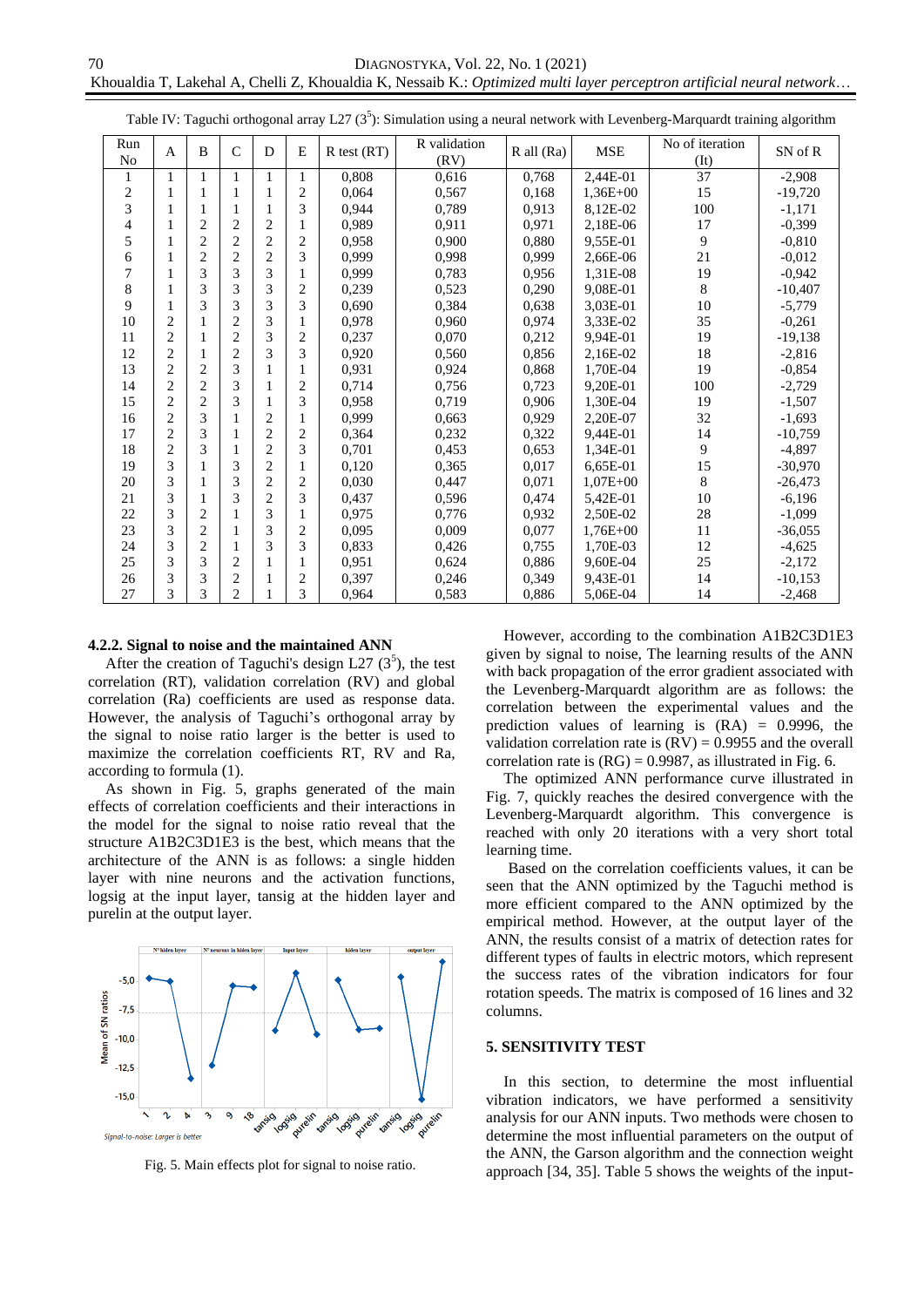Table IV: Taguchi orthogonal array L27 ($3^5$): Simulation using a neural network with Levenberg-Marquardt training algorithm

| Run No | A | B | C | D | E | R test (RT) | R validation (RV) | R all (Ra) | MSE | No of iteration (It) | SN of R |
|---|---|---|---|---|---|---|---|---|---|---|---|
| 1 | 1 | 1 | 1 | 1 | 1 | 0,808 | 0,616 | 0,768 | 2,44E-01 | 37 | -2,908 |
| 2 | 1 | 1 | 1 | 1 | 2 | 0,064 | 0,567 | 0,168 | 1,36E+00 | 15 | -19,720 |
| 3 | 1 | 1 | 1 | 1 | 3 | 0,944 | 0,789 | 0,913 | 8,12E-02 | 100 | -1,171 |
| 4 | 1 | 2 | 2 | 2 | 1 | 0,989 | 0,911 | 0,971 | 2,18E-06 | 17 | -0,399 |
| 5 | 1 | 2 | 2 | 2 | 2 | 0,958 | 0,900 | 0,880 | 9,55E-01 | 9 | -0,810 |
| 6 | 1 | 2 | 2 | 2 | 3 | 0,999 | 0,998 | 0,999 | 2,66E-06 | 21 | -0,012 |
| 7 | 1 | 3 | 3 | 3 | 1 | 0,999 | 0,783 | 0,956 | 1,31E-08 | 19 | -0,942 |
| 8 | 1 | 3 | 3 | 3 | 2 | 0,239 | 0,523 | 0,290 | 9,08E-01 | 8 | -10,407 |
| 9 | 1 | 3 | 3 | 3 | 3 | 0,690 | 0,384 | 0,638 | 3,03E-01 | 10 | -5,779 |
| 10 | 2 | 1 | 2 | 3 | 1 | 0,978 | 0,960 | 0,974 | 3,33E-02 | 35 | -0,261 |
| 11 | 2 | 1 | 2 | 3 | 2 | 0,237 | 0,070 | 0,212 | 9,94E-01 | 19 | -19,138 |
| 12 | 2 | 1 | 2 | 3 | 3 | 0,920 | 0,560 | 0,856 | 2,16E-02 | 18 | -2,816 |
| 13 | 2 | 2 | 3 | 1 | 1 | 0,931 | 0,924 | 0,868 | 1,70E-04 | 19 | -0,854 |
| 14 | 2 | 2 | 3 | 1 | 2 | 0,714 | 0,756 | 0,723 | 9,20E-01 | 100 | -2,729 |
| 15 | 2 | 2 | 3 | 1 | 3 | 0,958 | 0,719 | 0,906 | 1,30E-04 | 19 | -1,507 |
| 16 | 2 | 3 | 1 | 2 | 1 | 0,999 | 0,663 | 0,929 | 2,20E-07 | 32 | -1,693 |
| 17 | 2 | 3 | 1 | 2 | 2 | 0,364 | 0,232 | 0,322 | 9,44E-01 | 14 | -10,759 |
| 18 | 2 | 3 | 1 | 2 | 3 | 0,701 | 0,453 | 0,653 | 1,34E-01 | 9 | -4,897 |
| 19 | 3 | 1 | 3 | 2 | 1 | 0,120 | 0,365 | 0,017 | 6,65E-01 | 15 | -30,970 |
| 20 | 3 | 1 | 3 | 2 | 2 | 0,030 | 0,447 | 0,071 | 1,07E+00 | 8 | -26,473 |
| 21 | 3 | 1 | 3 | 2 | 3 | 0,437 | 0,596 | 0,474 | 5,42E-01 | 10 | -6,196 |
| 22 | 3 | 2 | 1 | 3 | 1 | 0,975 | 0,776 | 0,932 | 2,50E-02 | 28 | -1,099 |
| 23 | 3 | 2 | 1 | 3 | 2 | 0,095 | 0,009 | 0,077 | 1,76E+00 | 11 | -36,055 |
| 24 | 3 | 2 | 1 | 3 | 3 | 0,833 | 0,426 | 0,755 | 1,70E-03 | 12 | -4,625 |
| 25 | 3 | 3 | 2 | 1 | 1 | 0,951 | 0,624 | 0,886 | 9,60E-04 | 25 | -2,172 |
| 26 | 3 | 3 | 2 | 1 | 2 | 0,397 | 0,246 | 0,349 | 9,43E-01 | 14 | -10,153 |
| 27 | 3 | 3 | 2 | 1 | 3 | 0,964 | 0,583 | 0,886 | 5,06E-04 | 14 | -2,468 |

#### 4.2.2. Signal to noise and the maintained ANN

After the creation of Taguchi's design L27 ($3^5$), the test correlation (RT), validation correlation (RV) and global correlation (Ra) coefficients are used as response data. However, the analysis of Taguchi's orthogonal array by the signal to noise ratio larger is the better is used to maximize the correlation coefficients RT, RV and Ra, according to formula (1).

As shown in Fig. 5, graphs generated of the main effects of correlation coefficients and their interactions in the model for the signal to noise ratio reveal that the structure A1B2C3D1E3 is the best, which means that the architecture of the ANN is as follows: a single hidden layer with nine neurons and the activation functions, logsig at the input layer, tansig at the hidden layer and purelin at the output layer.

N° hiden layer
N° neurons in hiden layer
Input layer
hiden layer
output layer
Mean of SN ratios
-5,0
-7,5
-10,0
-12,5
-15,0
1 2 4 3 9 18 tansig logsig purelin tansig logsig purelin tansig logsig purelin
Signal-to-noise: Larger is better

Fig. 5. Main effects plot for signal to noise ratio.

However, according to the combination A1B2C3D1E3 given by signal to noise, The learning results of the ANN with back propagation of the error gradient associated with the Levenberg-Marquardt algorithm are as follows: the correlation between the experimental values and the prediction values of learning is (RA) = 0.9996, the validation correlation rate is (RV) = 0.9955 and the overall correlation rate is (RG) = 0.9987, as illustrated in Fig. 6.

The optimized ANN performance curve illustrated in Fig. 7, quickly reaches the desired convergence with the Levenberg-Marquardt algorithm. This convergence is reached with only 20 iterations with a very short total learning time.

Based on the correlation coefficients values, it can be seen that the ANN optimized by the Taguchi method is more efficient compared to the ANN optimized by the empirical method. However, at the output layer of the ANN, the results consist of a matrix of detection rates for different types of faults in electric motors, which represent the success rates of the vibration indicators for four rotation speeds. The matrix is composed of 16 lines and 32 columns.

## 5. SENSITIVITY TEST

In this section, to determine the most influential vibration indicators, we have performed a sensitivity analysis for our ANN inputs. Two methods were chosen to determine the most influential parameters on the output of the ANN, the Garson algorithm and the connection weight approach [34, 35]. Table 5 shows the weights of the input-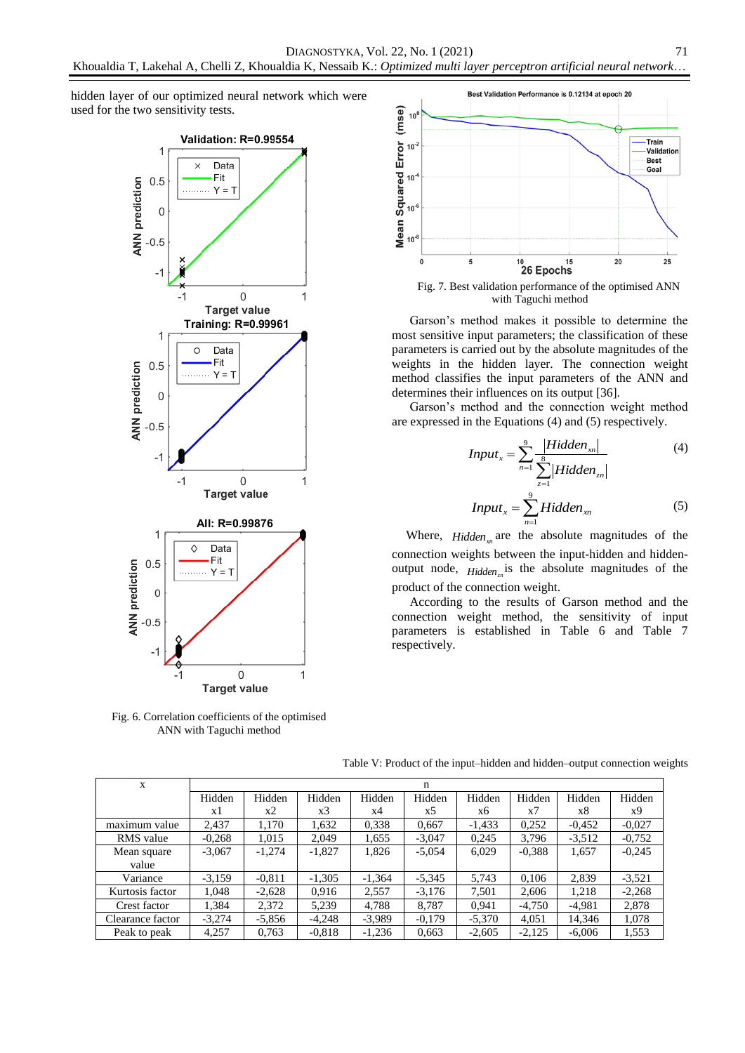hidden layer of our optimized neural network which were used for the two sensitivity tests.

Fig. 6. Correlation coefficients of the optimised ANN with Taguchi method

Fig. 7. Best validation performance of the optimised ANN with Taguchi method

Garson's method makes it possible to determine the most sensitive input parameters; the classification of these parameters is carried out by the absolute magnitudes of the weights in the hidden layer. The connection weight method classifies the input parameters of the ANN and determines their influences on its output [36].

Garson's method and the connection weight method are expressed in the Equations (4) and (5) respectively.

$$Input_x = \sum_{n=1}^{9} \frac{|Hidden_{xn}|}{\sum_{z=1}^{8} |Hidden_{zn}|} \quad (4)$$

$$Input_x = \sum_{n=1}^{9} Hidden_{xn} \quad (5)$$

Where, $Hidden_{xn}$ are the absolute magnitudes of the connection weights between the input-hidden and hidden-output node, $Hidden_{zn}$ is the absolute magnitudes of the product of the connection weight.

According to the results of Garson method and the connection weight method, the sensitivity of input parameters is established in Table 6 and Table 7 respectively.

Table V: Product of the input–hidden and hidden–output connection weights

| x | n | | | | | | | | |
|---|---|---|---|---|---|---|---|---|---|
| | Hidden x1 | Hidden x2 | Hidden x3 | Hidden x4 | Hidden x5 | Hidden x6 | Hidden x7 | Hidden x8 | Hidden x9 |
| maximum value | 2,437 | 1,170 | 1,632 | 0,338 | 0,667 | -1,433 | 0,252 | -0,452 | -0,027 |
| RMS value | -0,268 | 1,015 | 2,049 | 1,655 | -3,047 | 0,245 | 3,796 | -3,512 | -0,752 |
| Mean square value | -3,067 | -1,274 | -1,827 | 1,826 | -5,054 | 6,029 | -0,388 | 1,657 | -0,245 |
| Variance | -3,159 | -0,811 | -1,305 | -1,364 | -5,345 | 5,743 | 0,106 | 2,839 | -3,521 |
| Kurtosis factor | 1,048 | -2,628 | 0,916 | 2,557 | -3,176 | 7,501 | 2,606 | 1,218 | -2,268 |
| Crest factor | 1,384 | 2,372 | 5,239 | 4,788 | 8,787 | 0,941 | -4,750 | -4,981 | 2,878 |
| Clearance factor | -3,274 | -5,856 | -4,248 | -3,989 | -0,179 | -5,370 | 4,051 | 14,346 | 1,078 |
| Peak to peak | 4,257 | 0,763 | -0,818 | -1,236 | 0,663 | -2,605 | -2,125 | -6,006 | 1,553 |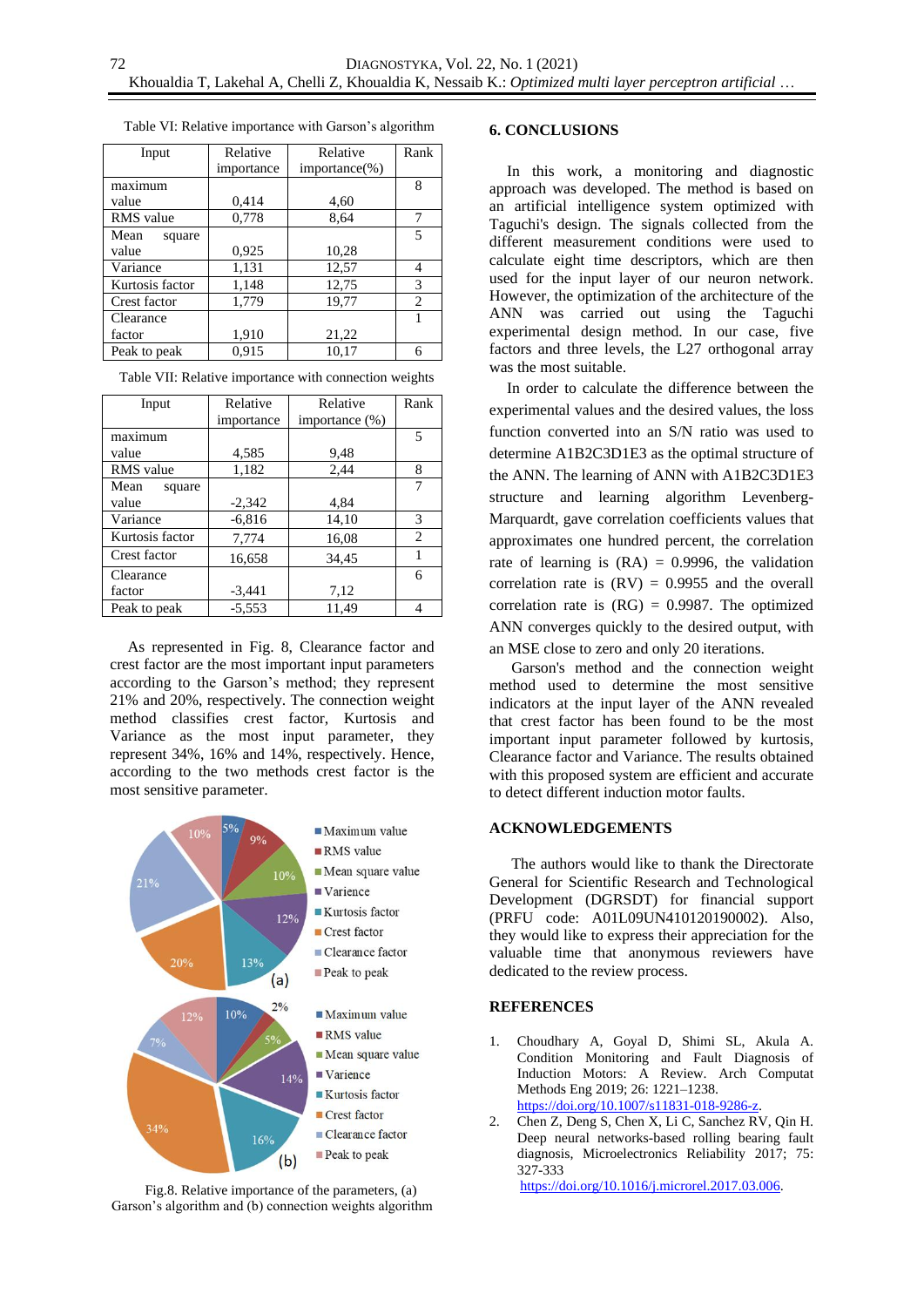Table VI: Relative importance with Garson's algorithm

| Input | Relative importance | Relative importance(%) | Rank |
|---|---|---|---|
| maximum value | 0,414 | 4,60 | 8 |
| RMS value | 0,778 | 8,64 | 7 |
| Mean square value | 0,925 | 10,28 | 5 |
| Variance | 1,131 | 12,57 | 4 |
| Kurtosis factor | 1,148 | 12,75 | 3 |
| Crest factor | 1,779 | 19,77 | 2 |
| Clearance factor | 1,910 | 21,22 | 1 |
| Peak to peak | 0,915 | 10,17 | 6 |

Table VII: Relative importance with connection weights

| Input | Relative importance | Relative importance (%) | Rank |
|---|---|---|---|
| maximum value | 4,585 | 9,48 | 5 |
| RMS value | 1,182 | 2,44 | 8 |
| Mean square value | -2,342 | 4,84 | 7 |
| Variance | -6,816 | 14,10 | 3 |
| Kurtosis factor | 7,774 | 16,08 | 2 |
| Crest factor | 16,658 | 34,45 | 1 |
| Clearance factor | -3,441 | 7,12 | 6 |
| Peak to peak | -5,553 | 11,49 | 4 |

As represented in Fig. 8, Clearance factor and crest factor are the most important input parameters according to the Garson's method; they represent 21% and 20%, respectively. The connection weight method classifies crest factor, Kurtosis and Variance as the most input parameter, they represent 34%, 16% and 14%, respectively. Hence, according to the two methods crest factor is the most sensitive parameter.

(a)

5%
9%
10%
12%
13%
20%
21%
10%

Maximum value
RMS value
Mean square value
Varience
Kurtosis factor
Crest factor
Clearance factor
Peak to peak

(b)

10%
2%
5%
14%
16%
34%
7%
12%

Maximum value
RMS value
Mean square value
Varience
Kurtosis factor
Crest factor
Clearance factor
Peak to peak

Fig.8. Relative importance of the parameters, (a) Garson's algorithm and (b) connection weights algorithm

## 6. CONCLUSIONS

In this work, a monitoring and diagnostic approach was developed. The method is based on an artificial intelligence system optimized with Taguchi's design. The signals collected from the different measurement conditions were used to calculate eight time descriptors, which are then used for the input layer of our neuron network. However, the optimization of the architecture of the ANN was carried out using the Taguchi experimental design method. In our case, five factors and three levels, the L27 orthogonal array was the most suitable.

In order to calculate the difference between the experimental values and the desired values, the loss function converted into an S/N ratio was used to determine A1B2C3D1E3 as the optimal structure of the ANN. The learning of ANN with A1B2C3D1E3 structure and learning algorithm Levenberg-Marquardt, gave correlation coefficients values that approximates one hundred percent, the correlation rate of learning is (RA) = 0.9996, the validation correlation rate is (RV) = 0.9955 and the overall correlation rate is (RG) = 0.9987. The optimized ANN converges quickly to the desired output, with an MSE close to zero and only 20 iterations.

Garson's method and the connection weight method used to determine the most sensitive indicators at the input layer of the ANN revealed that crest factor has been found to be the most important input parameter followed by kurtosis, Clearance factor and Variance. The results obtained with this proposed system are efficient and accurate to detect different induction motor faults.

## ACKNOWLEDGEMENTS

The authors would like to thank the Directorate General for Scientific Research and Technological Development (DGRSDT) for financial support (PRFU code: A01L09UN410120190002). Also, they would like to express their appreciation for the valuable time that anonymous reviewers have dedicated to the review process.

## REFERENCES

1. Choudhary A, Goyal D, Shimi SL, Akula A. Condition Monitoring and Fault Diagnosis of Induction Motors: A Review. Arch Computat Methods Eng 2019; 26: 1221–1238. https://doi.org/10.1007/s11831-018-9286-z.
2. Chen Z, Deng S, Chen X, Li C, Sanchez RV, Qin H. Deep neural networks-based rolling bearing fault diagnosis, Microelectronics Reliability 2017; 75: 327-333 https://doi.org/10.1016/j.microrel.2017.03.006.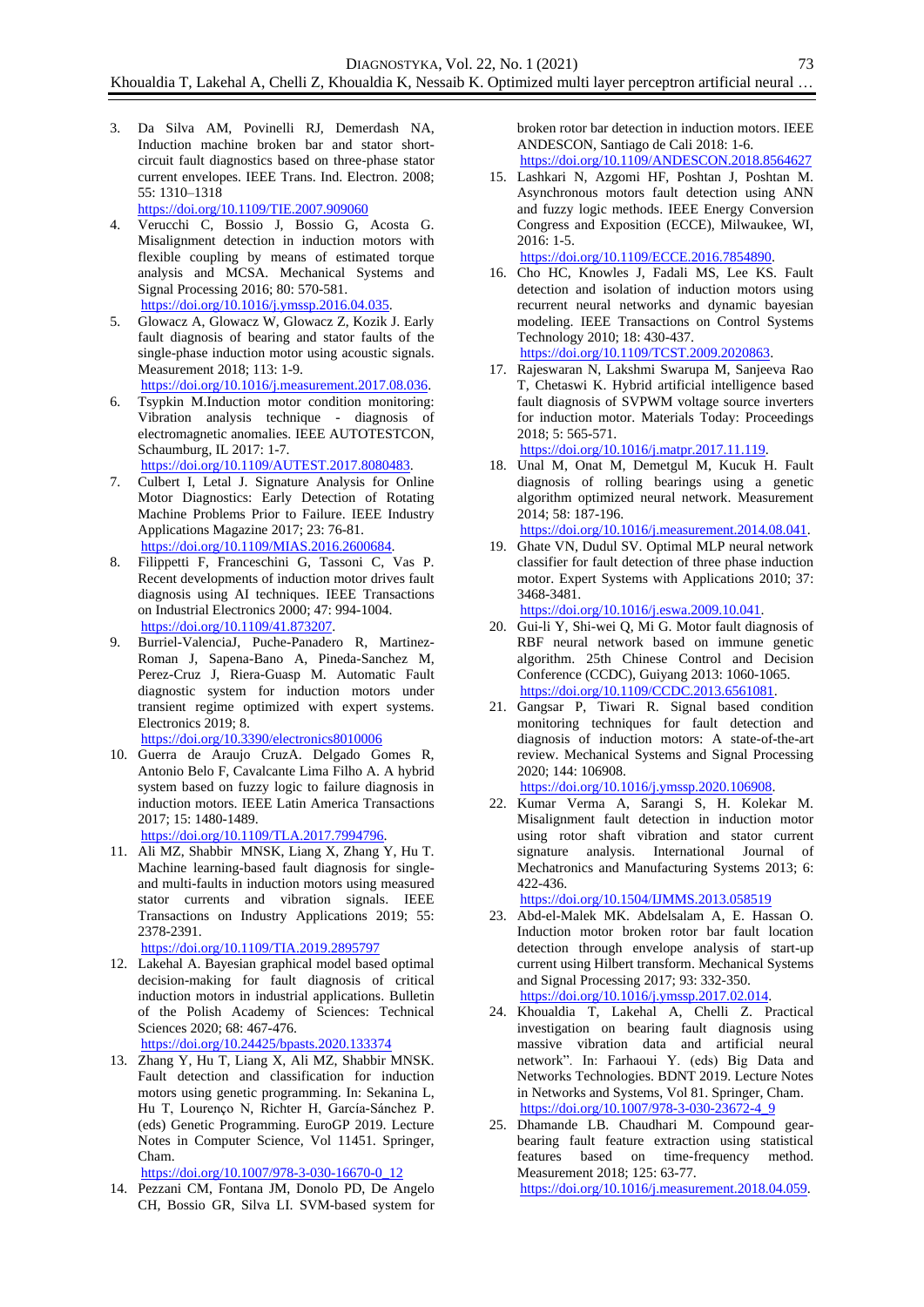3. Da Silva AM, Povinelli RJ, Demerdash NA, Induction machine broken bar and stator short-circuit fault diagnostics based on three-phase stator current envelopes. IEEE Trans. Ind. Electron. 2008; 55: 1310–1318 https://doi.org/10.1109/TIE.2007.909060
4. Verucchi C, Bossio J, Bossio G, Acosta G. Misalignment detection in induction motors with flexible coupling by means of estimated torque analysis and MCSA. Mechanical Systems and Signal Processing 2016; 80: 570-581. https://doi.org/10.1016/j.ymssp.2016.04.035.
5. Glowacz A, Glowacz W, Glowacz Z, Kozik J. Early fault diagnosis of bearing and stator faults of the single-phase induction motor using acoustic signals. Measurement 2018; 113: 1-9. https://doi.org/10.1016/j.measurement.2017.08.036.
6. Tsypkin M.Induction motor condition monitoring: Vibration analysis technique - diagnosis of electromagnetic anomalies. IEEE AUTOTESTCON, Schaumburg, IL 2017: 1-7. https://doi.org/10.1109/AUTEST.2017.8080483.
7. Culbert I, Letal J. Signature Analysis for Online Motor Diagnostics: Early Detection of Rotating Machine Problems Prior to Failure. IEEE Industry Applications Magazine 2017; 23: 76-81. https://doi.org/10.1109/MIAS.2016.2600684.
8. Filippetti F, Franceschini G, Tassoni C, Vas P. Recent developments of induction motor drives fault diagnosis using AI techniques. IEEE Transactions on Industrial Electronics 2000; 47: 994-1004. https://doi.org/10.1109/41.873207.
9. Burriel-ValenciaJ, Puche-Panadero R, Martinez-Roman J, Sapena-Bano A, Pineda-Sanchez M, Perez-Cruz J, Riera-Guasp M. Automatic Fault diagnostic system for induction motors under transient regime optimized with expert systems. Electronics 2019; 8. https://doi.org/10.3390/electronics8010006
10. Guerra de Araujo CruzA. Delgado Gomes R, Antonio Belo F, Cavalcante Lima Filho A. A hybrid system based on fuzzy logic to failure diagnosis in induction motors. IEEE Latin America Transactions 2017; 15: 1480-1489. https://doi.org/10.1109/TLA.2017.7994796.
11. Ali MZ, Shabbir MNSK, Liang X, Zhang Y, Hu T. Machine learning-based fault diagnosis for single- and multi-faults in induction motors using measured stator currents and vibration signals. IEEE Transactions on Industry Applications 2019; 55: 2378-2391. https://doi.org/10.1109/TIA.2019.2895797
12. Lakehal A. Bayesian graphical model based optimal decision-making for fault diagnosis of critical induction motors in industrial applications. Bulletin of the Polish Academy of Sciences: Technical Sciences 2020; 68: 467-476. https://doi.org/10.24425/bpasts.2020.133374
13. Zhang Y, Hu T, Liang X, Ali MZ, Shabbir MNSK. Fault detection and classification for induction motors using genetic programming. In: Sekanina L, Hu T, Lourenço N, Richter H, García-Sánchez P. (eds) Genetic Programming. EuroGP 2019. Lecture Notes in Computer Science, Vol 11451. Springer, Cham. https://doi.org/10.1007/978-3-030-16670-0_12
14. Pezzani CM, Fontana JM, Donolo PD, De Angelo CH, Bossio GR, Silva LI. SVM-based system for broken rotor bar detection in induction motors. IEEE ANDESCON, Santiago de Cali 2018: 1-6. https://doi.org/10.1109/ANDESCON.2018.8564627
15. Lashkari N, Azgomi HF, Poshtan J, Poshtan M. Asynchronous motors fault detection using ANN and fuzzy logic methods. IEEE Energy Conversion Congress and Exposition (ECCE), Milwaukee, WI, 2016: 1-5. https://doi.org/10.1109/ECCE.2016.7854890.
16. Cho HC, Knowles J, Fadali MS, Lee KS. Fault detection and isolation of induction motors using recurrent neural networks and dynamic bayesian modeling. IEEE Transactions on Control Systems Technology 2010; 18: 430-437. https://doi.org/10.1109/TCST.2009.2020863.
17. Rajeswaran N, Lakshmi Swarupa M, Sanjeeva Rao T, Chetaswi K. Hybrid artificial intelligence based fault diagnosis of SVPWM voltage source inverters for induction motor. Materials Today: Proceedings 2018; 5: 565-571. https://doi.org/10.1016/j.matpr.2017.11.119.
18. Unal M, Onat M, Demetgul M, Kucuk H. Fault diagnosis of rolling bearings using a genetic algorithm optimized neural network. Measurement 2014; 58: 187-196. https://doi.org/10.1016/j.measurement.2014.08.041.
19. Ghate VN, Dudul SV. Optimal MLP neural network classifier for fault detection of three phase induction motor. Expert Systems with Applications 2010; 37: 3468-3481. https://doi.org/10.1016/j.eswa.2009.10.041.
20. Gui-li Y, Shi-wei Q, Mi G. Motor fault diagnosis of RBF neural network based on immune genetic algorithm. 25th Chinese Control and Decision Conference (CCDC), Guiyang 2013: 1060-1065. https://doi.org/10.1109/CCDC.2013.6561081.
21. Gangsar P, Tiwari R. Signal based condition monitoring techniques for fault detection and diagnosis of induction motors: A state-of-the-art review. Mechanical Systems and Signal Processing 2020; 144: 106908. https://doi.org/10.1016/j.ymssp.2020.106908.
22. Kumar Verma A, Sarangi S, H. Kolekar M. Misalignment fault detection in induction motor using rotor shaft vibration and stator current signature analysis. International Journal of Mechatronics and Manufacturing Systems 2013; 6: 422-436. https://doi.org/10.1504/IJMMS.2013.058519
23. Abd-el-Malek MK. Abdelsalam A, E. Hassan O. Induction motor broken rotor bar fault location detection through envelope analysis of start-up current using Hilbert transform. Mechanical Systems and Signal Processing 2017; 93: 332-350. https://doi.org/10.1016/j.ymssp.2017.02.014.
24. Khoualdia T, Lakehal A, Chelli Z. Practical investigation on bearing fault diagnosis using massive vibration data and artificial neural network". In: Farhaoui Y. (eds) Big Data and Networks Technologies. BDNT 2019. Lecture Notes in Networks and Systems, Vol 81. Springer, Cham. https://doi.org/10.1007/978-3-030-23672-4_9
25. Dhamande LB. Chaudhari M. Compound gear-bearing fault feature extraction using statistical features based on time-frequency method. Measurement 2018; 125: 63-77. https://doi.org/10.1016/j.measurement.2018.04.059.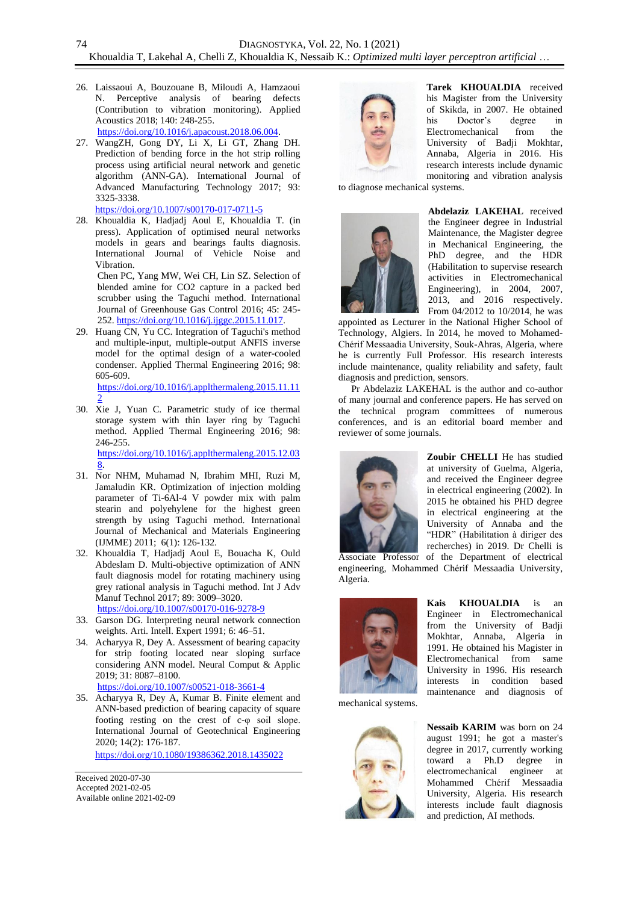26. Laissaoui A, Bouzouane B, Miloudi A, Hamzaoui N. Perceptive analysis of bearing defects (Contribution to vibration monitoring). Applied Acoustics 2018; 140: 248-255. https://doi.org/10.1016/j.apacoust.2018.06.004.
27. WangZH, Gong DY, Li X, Li GT, Zhang DH. Prediction of bending force in the hot strip rolling process using artificial neural network and genetic algorithm (ANN-GA). International Journal of Advanced Manufacturing Technology 2017; 93: 3325-3338. https://doi.org/10.1007/s00170-017-0711-5
28. Khoualdia K, Hadjadj Aoul E, Khoualdia T. (in press). Application of optimised neural networks models in gears and bearings faults diagnosis. International Journal of Vehicle Noise and Vibration.
   Chen PC, Yang MW, Wei CH, Lin SZ. Selection of blended amine for $CO_2$ capture in a packed bed scrubber using the Taguchi method. International Journal of Greenhouse Gas Control 2016; 45: 245-252. https://doi.org/10.1016/j.ijggc.2015.11.017.
29. Huang CN, Yu CC. Integration of Taguchi's method and multiple-input, multiple-output ANFIS inverse model for the optimal design of a water-cooled condenser. Applied Thermal Engineering 2016; 98: 605-609. https://doi.org/10.1016/j.applthermaleng.2015.11.112
30. Xie J, Yuan C. Parametric study of ice thermal storage system with thin layer ring by Taguchi method. Applied Thermal Engineering 2016; 98: 246-255. https://doi.org/10.1016/j.applthermaleng.2015.12.038.
31. Nor NHM, Muhamad N, Ibrahim MHI, Ruzi M, Jamaludin KR. Optimization of injection molding parameter of Ti-6Al-4 V powder mix with palm stearin and polyehylene for the highest green strength by using Taguchi method. International Journal of Mechanical and Materials Engineering (IJMME) 2011; 6(1): 126-132.
32. Khoualdia T, Hadjadj Aoul E, Bouacha K, Ould Abdeslam D. Multi-objective optimization of ANN fault diagnosis model for rotating machinery using grey rational analysis in Taguchi method. Int J Adv Manuf Technol 2017; 89: 3009–3020. https://doi.org/10.1007/s00170-016-9278-9
33. Garson DG. Interpreting neural network connection weights. Arti. Intell. Expert 1991; 6: 46–51.
34. Acharyya R, Dey A. Assessment of bearing capacity for strip footing located near sloping surface considering ANN model. Neural Comput & Applic 2019; 31: 8087–8100. https://doi.org/10.1007/s00521-018-3661-4
35. Acharyya R, Dey A, Kumar B. Finite element and ANN-based prediction of bearing capacity of square footing resting on the crest of c-φ soil slope. International Journal of Geotechnical Engineering 2020; 14(2): 176-187. https://doi.org/10.1080/19386362.2018.1435022

Received 2020-07-30
Accepted 2021-02-05
Available online 2021-02-09

**Tarek KHOUALDIA** received his Magister from the University of Skikda, in 2007. He obtained his Doctor's degree in Electromechanical from the University of Badji Mokhtar, Annaba, Algeria in 2016. His research interests include dynamic monitoring and vibration analysis to diagnose mechanical systems.

**Abdelaziz LAKEHAL** received the Engineer degree in Industrial Maintenance, the Magister degree in Mechanical Engineering, the PhD degree, and the HDR (Habilitation to supervise research activities in Electromechanical Engineering), in 2004, 2007, 2013, and 2016 respectively. From 04/2012 to 10/2014, he was appointed as Lecturer in the National Higher School of Technology, Algiers. In 2014, he moved to Mohamed-Chérif Messaadia University, Souk-Ahras, Algeria, where he is currently Full Professor. His research interests include maintenance, quality reliability and safety, fault diagnosis and prediction, sensors.

Pr Abdelaziz LAKEHAL is the author and co-author of many journal and conference papers. He has served on the technical program committees of numerous conferences, and is an editorial board member and reviewer of some journals.

**Zoubir CHELLI** He has studied at university of Guelma, Algeria, and received the Engineer degree in electrical engineering (2002). In 2015 he obtained his PHD degree in electrical engineering at the University of Annaba and the "HDR" (Habilitation à diriger des recherches) in 2019. Dr Chelli is Associate Professor of the Department of electrical engineering, Mohammed Chérif Messaadia University, Algeria.

**Kais KHOUALDIA** is an Engineer in Electromechanical from the University of Badji Mokhtar, Annaba, Algeria in 1991. He obtained his Magister in Electromechanical from same University in 1996. His research interests in condition based maintenance and diagnosis of mechanical systems.

**Nessaib KARIM** was born on 24 august 1991; he got a master's degree in 2017, currently working toward a Ph.D degree in electromechanical engineer at Mohammed Chérif Messaadia University, Algeria. His research interests include fault diagnosis and prediction, AI methods.